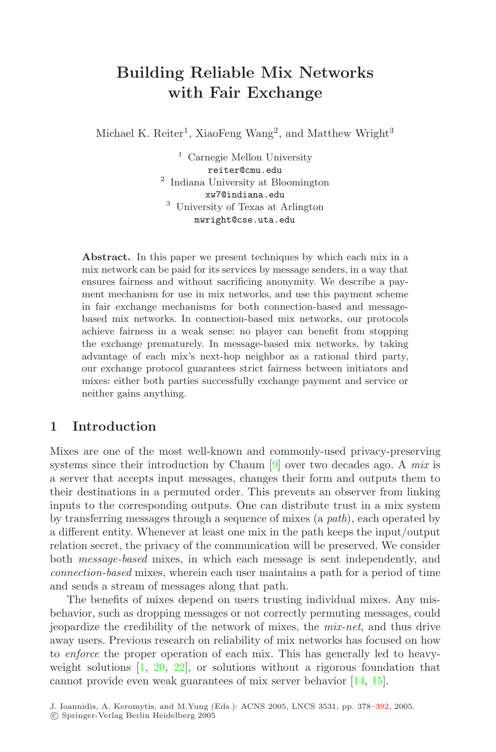# Building Reliable Mix Networks with Fair Exchange

Michael K. Reiter[1], XiaoFeng Wang[2], and Matthew Wright[3]

[1] Carnegie Mellon University
reiter@cmu.edu

[2] Indiana University at Bloomington
xw7@indiana.edu

[3] University of Texas at Arlington
mwright@cse.uta.edu

**Abstract.** In this paper we present techniques by which each mix in a mix network can be paid for its services by message senders, in a way that ensures fairness and without sacrificing anonymity. We describe a payment mechanism for use in mix networks, and use this payment scheme in fair exchange mechanisms for both connection-based and message-based mix networks. In connection-based mix networks, our protocols achieve fairness in a weak sense: no player can benefit from stopping the exchange prematurely. In message-based mix networks, by taking advantage of each mix's next-hop neighbor as a rational third party, our exchange protocol guarantees strict fairness between initiators and mixes: either both parties successfully exchange payment and service or neither gains anything.

## 1 Introduction

Mixes are one of the most well-known and commonly-used privacy-preserving systems since their introduction by Chaum [9] over two decades ago. A *mix* is a server that accepts input messages, changes their form and outputs them to their destinations in a permuted order. This prevents an observer from linking inputs to the corresponding outputs. One can distribute trust in a mix system by transferring messages through a sequence of mixes (a *path*), each operated by a different entity. Whenever at least one mix in the path keeps the input/output relation secret, the privacy of the communication will be preserved. We consider both *message-based* mixes, in which each message is sent independently, and *connection-based* mixes, wherein each user maintains a path for a period of time and sends a stream of messages along that path.

The benefits of mixes depend on users trusting individual mixes. Any misbehavior, such as dropping messages or not correctly permuting messages, could jeopardize the credibility of the network of mixes, the *mix-net*, and thus drive away users. Previous research on reliability of mix networks has focused on how to *enforce* the proper operation of each mix. This has generally led to heavy-weight solutions [1, 20, 22], or solutions without a rigorous foundation that cannot provide even weak guarantees of mix server behavior [14, 15].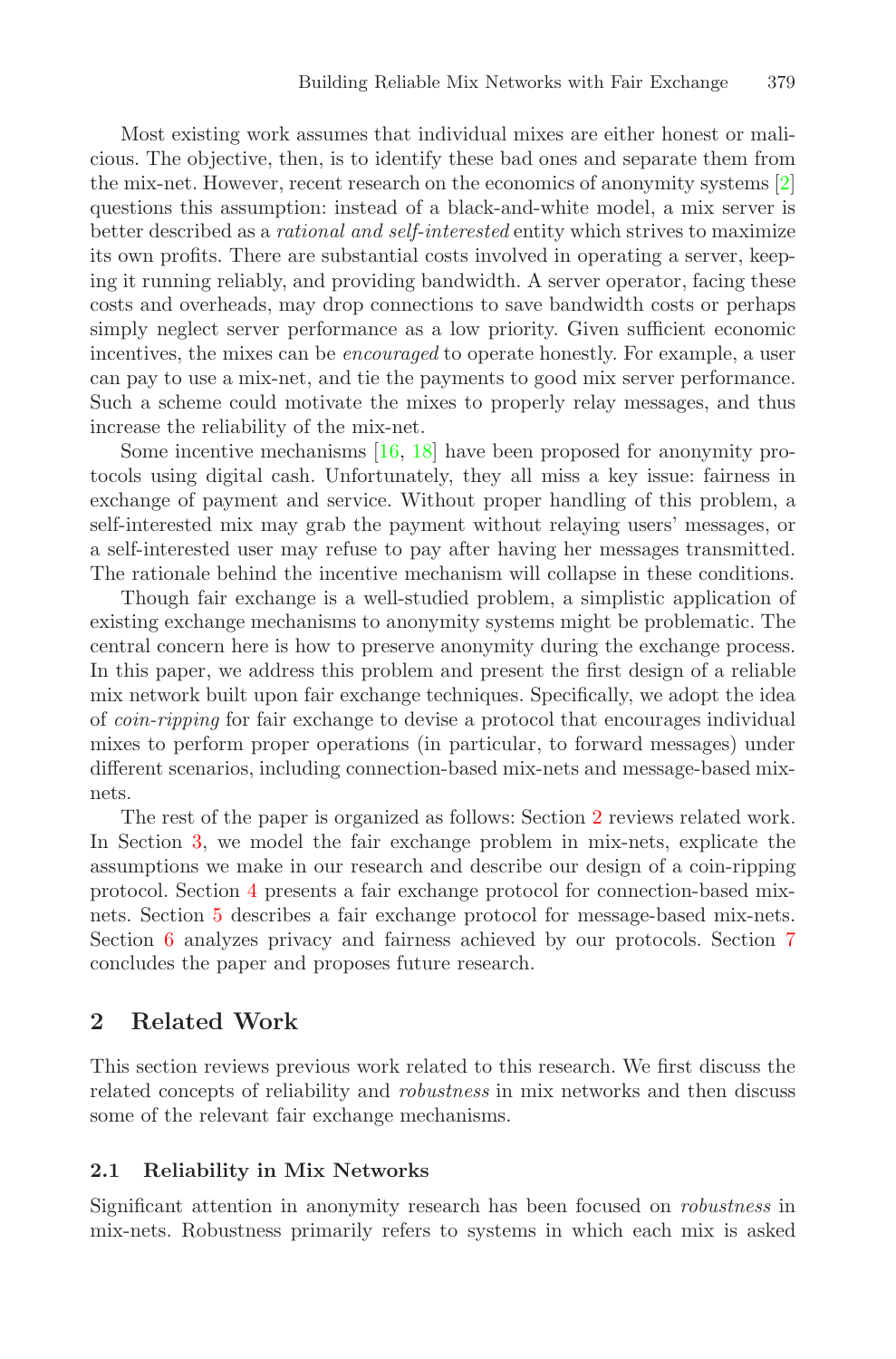Most existing work assumes that individual mixes are either honest or malicious. The objective, then, is to identify these bad ones and separate them from the mix-net. However, recent research on the economics of anonymity systems [2] questions this assumption: instead of a black-and-white model, a mix server is better described as a *rational and self-interested* entity which strives to maximize its own profits. There are substantial costs involved in operating a server, keeping it running reliably, and providing bandwidth. A server operator, facing these costs and overheads, may drop connections to save bandwidth costs or perhaps simply neglect server performance as a low priority. Given sufficient economic incentives, the mixes can be *encouraged* to operate honestly. For example, a user can pay to use a mix-net, and tie the payments to good mix server performance. Such a scheme could motivate the mixes to properly relay messages, and thus increase the reliability of the mix-net.

Some incentive mechanisms [16, 18] have been proposed for anonymity protocols using digital cash. Unfortunately, they all miss a key issue: fairness in exchange of payment and service. Without proper handling of this problem, a self-interested mix may grab the payment without relaying users' messages, or a self-interested user may refuse to pay after having her messages transmitted. The rationale behind the incentive mechanism will collapse in these conditions.

Though fair exchange is a well-studied problem, a simplistic application of existing exchange mechanisms to anonymity systems might be problematic. The central concern here is how to preserve anonymity during the exchange process. In this paper, we address this problem and present the first design of a reliable mix network built upon fair exchange techniques. Specifically, we adopt the idea of *coin-ripping* for fair exchange to devise a protocol that encourages individual mixes to perform proper operations (in particular, to forward messages) under different scenarios, including connection-based mix-nets and message-based mix-nets.

The rest of the paper is organized as follows: Section 2 reviews related work. In Section 3, we model the fair exchange problem in mix-nets, explicate the assumptions we make in our research and describe our design of a coin-ripping protocol. Section 4 presents a fair exchange protocol for connection-based mix-nets. Section 5 describes a fair exchange protocol for message-based mix-nets. Section 6 analyzes privacy and fairness achieved by our protocols. Section 7 concludes the paper and proposes future research.

## 2 Related Work

This section reviews previous work related to this research. We first discuss the related concepts of reliability and *robustness* in mix networks and then discuss some of the relevant fair exchange mechanisms.

### 2.1 Reliability in Mix Networks

Significant attention in anonymity research has been focused on *robustness* in mix-nets. Robustness primarily refers to systems in which each mix is asked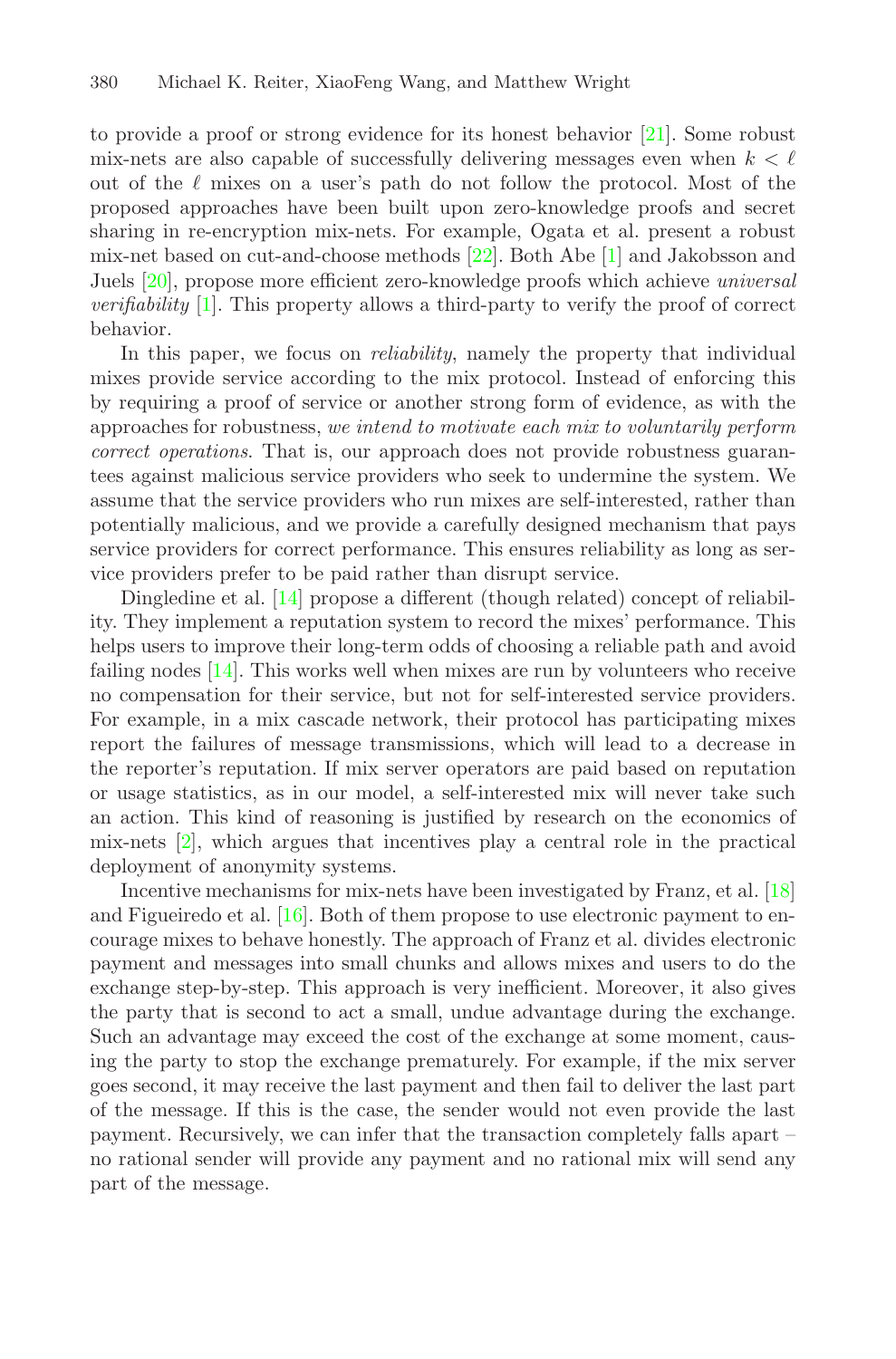to provide a proof or strong evidence for its honest behavior [21]. Some robust mix-nets are also capable of successfully delivering messages even when $k < \ell$ out of the $\ell$ mixes on a user's path do not follow the protocol. Most of the proposed approaches have been built upon zero-knowledge proofs and secret sharing in re-encryption mix-nets. For example, Ogata et al. present a robust mix-net based on cut-and-choose methods [22]. Both Abe [1] and Jakobsson and Juels [20], propose more efficient zero-knowledge proofs which achieve *universal verifiability* [1]. This property allows a third-party to verify the proof of correct behavior.

In this paper, we focus on *reliability*, namely the property that individual mixes provide service according to the mix protocol. Instead of enforcing this by requiring a proof of service or another strong form of evidence, as with the approaches for robustness, *we intend to motivate each mix to voluntarily perform correct operations*. That is, our approach does not provide robustness guarantees against malicious service providers who seek to undermine the system. We assume that the service providers who run mixes are self-interested, rather than potentially malicious, and we provide a carefully designed mechanism that pays service providers for correct performance. This ensures reliability as long as service providers prefer to be paid rather than disrupt service.

Dingledine et al. [14] propose a different (though related) concept of reliability. They implement a reputation system to record the mixes' performance. This helps users to improve their long-term odds of choosing a reliable path and avoid failing nodes [14]. This works well when mixes are run by volunteers who receive no compensation for their service, but not for self-interested service providers. For example, in a mix cascade network, their protocol has participating mixes report the failures of message transmissions, which will lead to a decrease in the reporter's reputation. If mix server operators are paid based on reputation or usage statistics, as in our model, a self-interested mix will never take such an action. This kind of reasoning is justified by research on the economics of mix-nets [2], which argues that incentives play a central role in the practical deployment of anonymity systems.

Incentive mechanisms for mix-nets have been investigated by Franz, et al. [18] and Figueiredo et al. [16]. Both of them propose to use electronic payment to encourage mixes to behave honestly. The approach of Franz et al. divides electronic payment and messages into small chunks and allows mixes and users to do the exchange step-by-step. This approach is very inefficient. Moreover, it also gives the party that is second to act a small, undue advantage during the exchange. Such an advantage may exceed the cost of the exchange at some moment, causing the party to stop the exchange prematurely. For example, if the mix server goes second, it may receive the last payment and then fail to deliver the last part of the message. If this is the case, the sender would not even provide the last payment. Recursively, we can infer that the transaction completely falls apart – no rational sender will provide any payment and no rational mix will send any part of the message.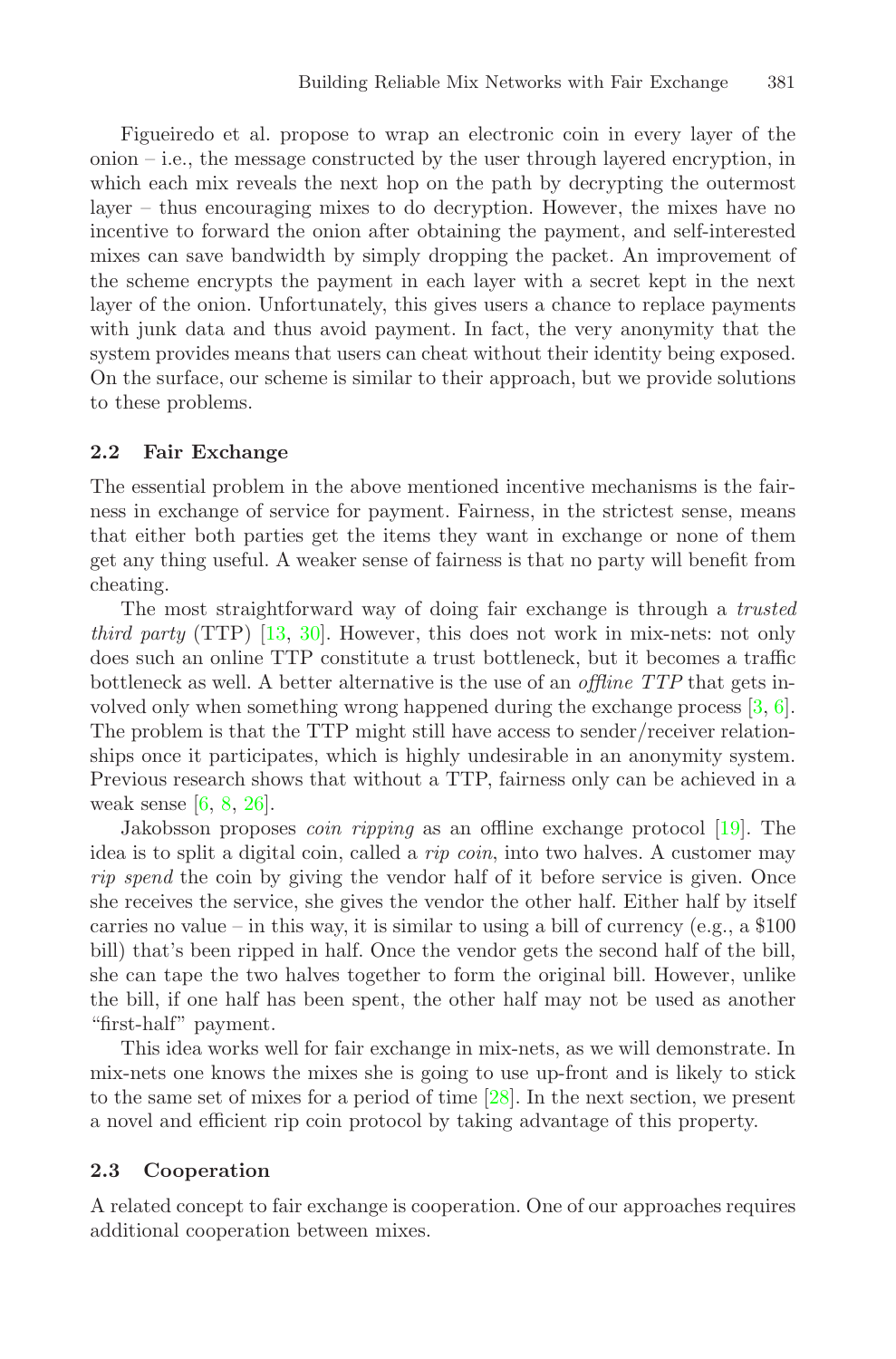Figueiredo et al. propose to wrap an electronic coin in every layer of the onion – i.e., the message constructed by the user through layered encryption, in which each mix reveals the next hop on the path by decrypting the outermost layer – thus encouraging mixes to do decryption. However, the mixes have no incentive to forward the onion after obtaining the payment, and self-interested mixes can save bandwidth by simply dropping the packet. An improvement of the scheme encrypts the payment in each layer with a secret kept in the next layer of the onion. Unfortunately, this gives users a chance to replace payments with junk data and thus avoid payment. In fact, the very anonymity that the system provides means that users can cheat without their identity being exposed. On the surface, our scheme is similar to their approach, but we provide solutions to these problems.

### 2.2 Fair Exchange

The essential problem in the above mentioned incentive mechanisms is the fairness in exchange of service for payment. Fairness, in the strictest sense, means that either both parties get the items they want in exchange or none of them get any thing useful. A weaker sense of fairness is that no party will benefit from cheating.

The most straightforward way of doing fair exchange is through a *trusted third party* (TTP) [13, 30]. However, this does not work in mix-nets: not only does such an online TTP constitute a trust bottleneck, but it becomes a traffic bottleneck as well. A better alternative is the use of an *offline TTP* that gets involved only when something wrong happened during the exchange process [3, 6]. The problem is that the TTP might still have access to sender/receiver relationships once it participates, which is highly undesirable in an anonymity system. Previous research shows that without a TTP, fairness only can be achieved in a weak sense [6, 8, 26].

Jakobsson proposes *coin ripping* as an offline exchange protocol [19]. The idea is to split a digital coin, called a *rip coin*, into two halves. A customer may *rip spend* the coin by giving the vendor half of it before service is given. Once she receives the service, she gives the vendor the other half. Either half by itself carries no value – in this way, it is similar to using a bill of currency (e.g., a $100 bill) that's been ripped in half. Once the vendor gets the second half of the bill, she can tape the two halves together to form the original bill. However, unlike the bill, if one half has been spent, the other half may not be used as another "first-half" payment.

This idea works well for fair exchange in mix-nets, as we will demonstrate. In mix-nets one knows the mixes she is going to use up-front and is likely to stick to the same set of mixes for a period of time [28]. In the next section, we present a novel and efficient rip coin protocol by taking advantage of this property.

### 2.3 Cooperation

A related concept to fair exchange is cooperation. One of our approaches requires additional cooperation between mixes.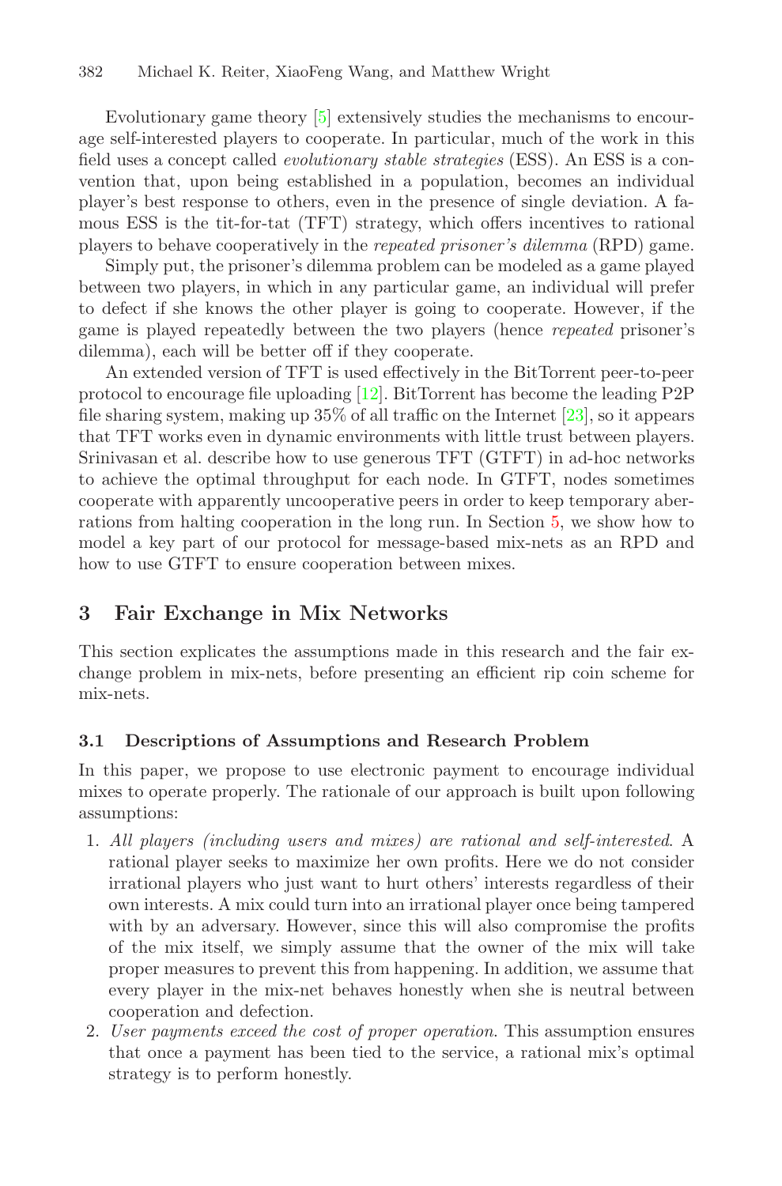Evolutionary game theory [5] extensively studies the mechanisms to encourage self-interested players to cooperate. In particular, much of the work in this field uses a concept called *evolutionary stable strategies* (ESS). An ESS is a convention that, upon being established in a population, becomes an individual player's best response to others, even in the presence of single deviation. A famous ESS is the tit-for-tat (TFT) strategy, which offers incentives to rational players to behave cooperatively in the *repeated prisoner's dilemma* (RPD) game.

Simply put, the prisoner's dilemma problem can be modeled as a game played between two players, in which in any particular game, an individual will prefer to defect if she knows the other player is going to cooperate. However, if the game is played repeatedly between the two players (hence *repeated* prisoner's dilemma), each will be better off if they cooperate.

An extended version of TFT is used effectively in the BitTorrent peer-to-peer protocol to encourage file uploading [12]. BitTorrent has become the leading P2P file sharing system, making up 35% of all traffic on the Internet [23], so it appears that TFT works even in dynamic environments with little trust between players. Srinivasan et al. describe how to use generous TFT (GTFT) in ad-hoc networks to achieve the optimal throughput for each node. In GTFT, nodes sometimes cooperate with apparently uncooperative peers in order to keep temporary aberrations from halting cooperation in the long run. In Section 5, we show how to model a key part of our protocol for message-based mix-nets as an RPD and how to use GTFT to ensure cooperation between mixes.

## 3 Fair Exchange in Mix Networks

This section explicates the assumptions made in this research and the fair exchange problem in mix-nets, before presenting an efficient rip coin scheme for mix-nets.

### 3.1 Descriptions of Assumptions and Research Problem

In this paper, we propose to use electronic payment to encourage individual mixes to operate properly. The rationale of our approach is built upon following assumptions:

1. *All players (including users and mixes) are rational and self-interested*. A rational player seeks to maximize her own profits. Here we do not consider irrational players who just want to hurt others' interests regardless of their own interests. A mix could turn into an irrational player once being tampered with by an adversary. However, since this will also compromise the profits of the mix itself, we simply assume that the owner of the mix will take proper measures to prevent this from happening. In addition, we assume that every player in the mix-net behaves honestly when she is neutral between cooperation and defection.
2. *User payments exceed the cost of proper operation*. This assumption ensures that once a payment has been tied to the service, a rational mix's optimal strategy is to perform honestly.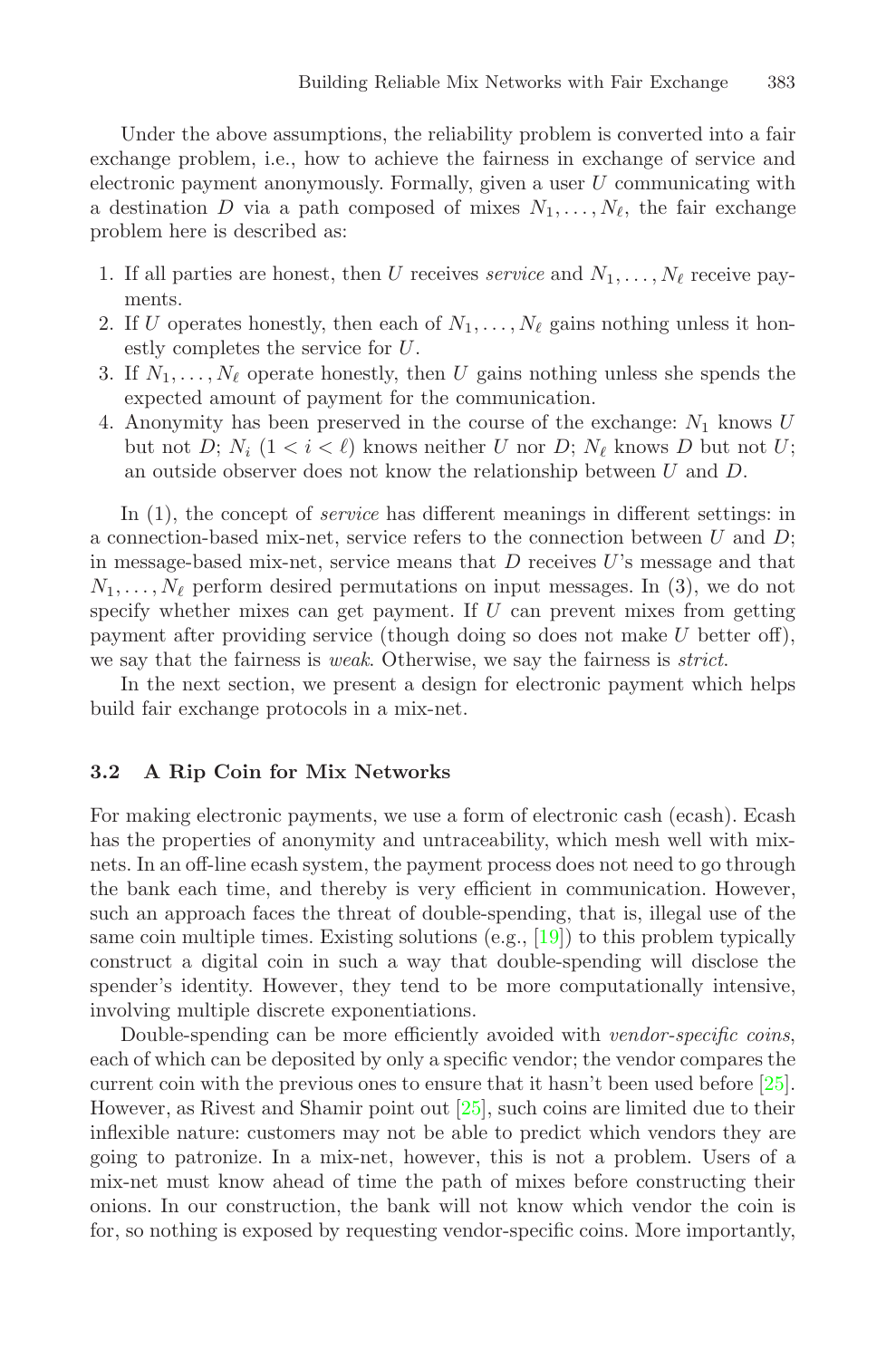Under the above assumptions, the reliability problem is converted into a fair exchange problem, i.e., how to achieve the fairness in exchange of service and electronic payment anonymously. Formally, given a user $U$ communicating with a destination $D$ via a path composed of mixes $N_1, \ldots, N_\ell$, the fair exchange problem here is described as:

1. If all parties are honest, then $U$ receives *service* and $N_1, \ldots, N_\ell$ receive payments.
2. If $U$ operates honestly, then each of $N_1, \ldots, N_\ell$ gains nothing unless it honestly completes the service for $U$.
3. If $N_1, \ldots, N_\ell$ operate honestly, then $U$ gains nothing unless she spends the expected amount of payment for the communication.
4. Anonymity has been preserved in the course of the exchange: $N_1$ knows $U$ but not $D$; $N_i$ $(1 < i < \ell)$ knows neither $U$ nor $D$; $N_\ell$ knows $D$ but not $U$; an outside observer does not know the relationship between $U$ and $D$.

In (1), the concept of *service* has different meanings in different settings: in a connection-based mix-net, service refers to the connection between $U$ and $D$; in message-based mix-net, service means that $D$ receives $U$'s message and that $N_1, \ldots, N_\ell$ perform desired permutations on input messages. In (3), we do not specify whether mixes can get payment. If $U$ can prevent mixes from getting payment after providing service (though doing so does not make $U$ better off), we say that the fairness is *weak*. Otherwise, we say the fairness is *strict*.

In the next section, we present a design for electronic payment which helps build fair exchange protocols in a mix-net.

### 3.2 A Rip Coin for Mix Networks

For making electronic payments, we use a form of electronic cash (ecash). Ecash has the properties of anonymity and untraceability, which mesh well with mix-nets. In an off-line ecash system, the payment process does not need to go through the bank each time, and thereby is very efficient in communication. However, such an approach faces the threat of double-spending, that is, illegal use of the same coin multiple times. Existing solutions (e.g., [19]) to this problem typically construct a digital coin in such a way that double-spending will disclose the spender's identity. However, they tend to be more computationally intensive, involving multiple discrete exponentiations.

Double-spending can be more efficiently avoided with *vendor-specific coins*, each of which can be deposited by only a specific vendor; the vendor compares the current coin with the previous ones to ensure that it hasn't been used before [25]. However, as Rivest and Shamir point out [25], such coins are limited due to their inflexible nature: customers may not be able to predict which vendors they are going to patronize. In a mix-net, however, this is not a problem. Users of a mix-net must know ahead of time the path of mixes before constructing their onions. In our construction, the bank will not know which vendor the coin is for, so nothing is exposed by requesting vendor-specific coins. More importantly,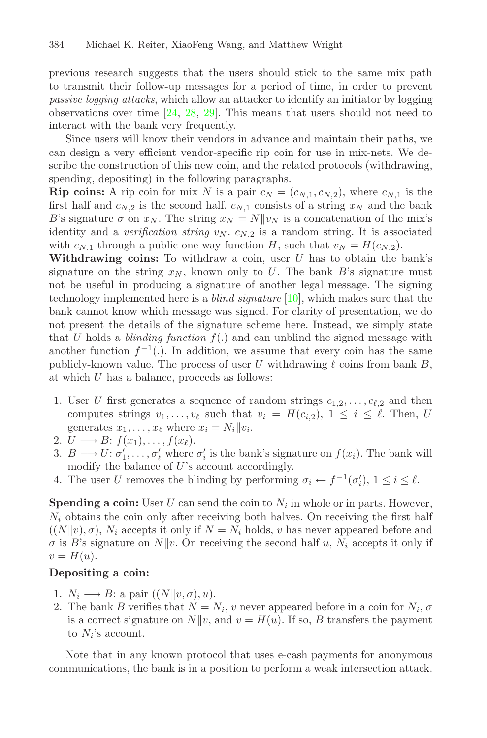previous research suggests that the users should stick to the same mix path to transmit their follow-up messages for a period of time, in order to prevent *passive logging attacks*, which allow an attacker to identify an initiator by logging observations over time [24, 28, 29]. This means that users should not need to interact with the bank very frequently.

Since users will know their vendors in advance and maintain their paths, we can design a very efficient vendor-specific rip coin for use in mix-nets. We describe the construction of this new coin, and the related protocols (withdrawing, spending, depositing) in the following paragraphs.

**Rip coins:** A rip coin for mix $N$ is a pair $c_N = (c_{N,1}, c_{N,2})$, where $c_{N,1}$ is the first half and $c_{N,2}$ is the second half. $c_{N,1}$ consists of a string $x_N$ and the bank $B$'s signature $\sigma$ on $x_N$. The string $x_N = N \| v_N$ is a concatenation of the mix's identity and a *verification string* $v_N$. $c_{N,2}$ is a random string. It is associated with $c_{N,1}$ through a public one-way function $H$, such that $v_N = H(c_{N,2})$.

**Withdrawing coins:** To withdraw a coin, user $U$ has to obtain the bank's signature on the string $x_N$, known only to $U$. The bank $B$'s signature must not be useful in producing a signature of another legal message. The signing technology implemented here is a *blind signature* [10], which makes sure that the bank cannot know which message was signed. For clarity of presentation, we do not present the details of the signature scheme here. Instead, we simply state that $U$ holds a *blinding function* $f(.)$ and can unblind the signed message with another function $f^{-1}(.)$. In addition, we assume that every coin has the same publicly-known value. The process of user $U$ withdrawing $\ell$ coins from bank $B$, at which $U$ has a balance, proceeds as follows:

1. User $U$ first generates a sequence of random strings $c_{1,2}, \ldots, c_{\ell,2}$ and then computes strings $v_1, \ldots, v_\ell$ such that $v_i = H(c_{i,2})$, $1 \leq i \leq \ell$. Then, $U$ generates $x_1, \ldots, x_\ell$ where $x_i = N_i \| v_i$.
2. $U \longrightarrow B$: $f(x_1), \ldots, f(x_\ell)$.
3. $B \longrightarrow U$: $\sigma'_1, \ldots, \sigma'_\ell$ where $\sigma'_i$ is the bank's signature on $f(x_i)$. The bank will modify the balance of $U$'s account accordingly.
4. The user $U$ removes the blinding by performing $\sigma_i \leftarrow f^{-1}(\sigma'_i)$, $1 \leq i \leq \ell$.

**Spending a coin:** User $U$ can send the coin to $N_i$ in whole or in parts. However, $N_i$ obtains the coin only after receiving both halves. On receiving the first half $((N\|v), \sigma)$, $N_i$ accepts it only if $N = N_i$ holds, $v$ has never appeared before and $\sigma$ is $B$'s signature on $N\|v$. On receiving the second half $u$, $N_i$ accepts it only if $v = H(u)$.

**Depositing a coin:**

1. $N_i \longrightarrow B$: a pair $((N\|v, \sigma), u)$.
2. The bank $B$ verifies that $N = N_i$, $v$ never appeared before in a coin for $N_i$, $\sigma$ is a correct signature on $N\|v$, and $v = H(u)$. If so, $B$ transfers the payment to $N_i$'s account.

Note that in any known protocol that uses e-cash payments for anonymous communications, the bank is in a position to perform a weak intersection attack.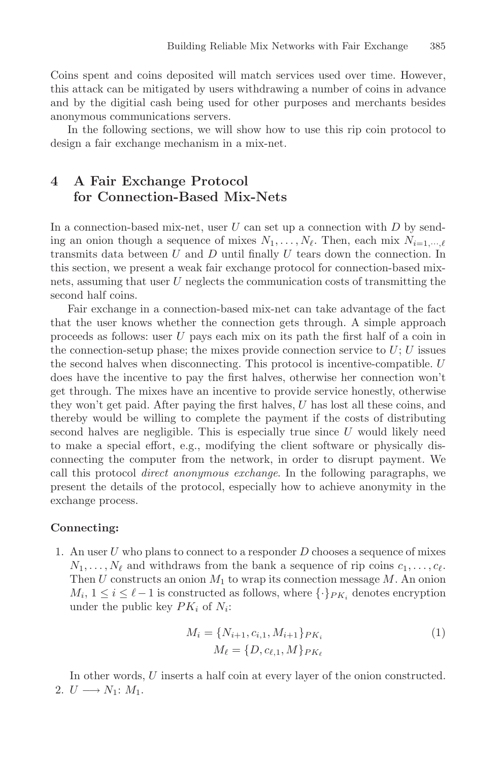Coins spent and coins deposited will match services used over time. However, this attack can be mitigated by users withdrawing a number of coins in advance and by the digitial cash being used for other purposes and merchants besides anonymous communications servers.

In the following sections, we will show how to use this rip coin protocol to design a fair exchange mechanism in a mix-net.

## 4 A Fair Exchange Protocol for Connection-Based Mix-Nets

In a connection-based mix-net, user $U$ can set up a connection with $D$ by sending an onion though a sequence of mixes $N_1, \ldots, N_\ell$. Then, each mix $N_{i=1,\cdots,\ell}$ transmits data between $U$ and $D$ until finally $U$ tears down the connection. In this section, we present a weak fair exchange protocol for connection-based mix-nets, assuming that user $U$ neglects the communication costs of transmitting the second half coins.

Fair exchange in a connection-based mix-net can take advantage of the fact that the user knows whether the connection gets through. A simple approach proceeds as follows: user $U$ pays each mix on its path the first half of a coin in the connection-setup phase; the mixes provide connection service to $U$; $U$ issues the second halves when disconnecting. This protocol is incentive-compatible. $U$ does have the incentive to pay the first halves, otherwise her connection won't get through. The mixes have an incentive to provide service honestly, otherwise they won't get paid. After paying the first halves, $U$ has lost all these coins, and thereby would be willing to complete the payment if the costs of distributing second halves are negligible. This is especially true since $U$ would likely need to make a special effort, e.g., modifying the client software or physically disconnecting the computer from the network, in order to disrupt payment. We call this protocol *direct anonymous exchange*. In the following paragraphs, we present the details of the protocol, especially how to achieve anonymity in the exchange process.

**Connecting:**

1. An user $U$ who plans to connect to a responder $D$ chooses a sequence of mixes $N_1, \ldots, N_\ell$ and withdraws from the bank a sequence of rip coins $c_1, \ldots, c_\ell$. Then $U$ constructs an onion $M_1$ to wrap its connection message $M$. An onion $M_i$, $1 \leq i \leq \ell - 1$ is constructed as follows, where $\{\cdot\}_{PK_i}$ denotes encryption under the public key $PK_i$ of $N_i$:

$$M_i = \{N_{i+1}, c_{i,1}, M_{i+1}\}_{PK_i} \qquad (1)$$
$$M_\ell = \{D, c_{\ell,1}, M\}_{PK_\ell}$$

   In other words, $U$ inserts a half coin at every layer of the onion constructed.

2. $U \longrightarrow N_1$: $M_1$.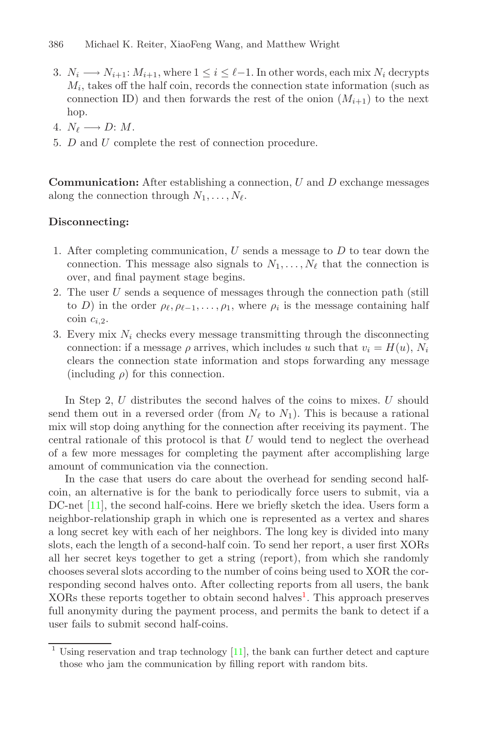3. $N_i \longrightarrow N_{i+1}$: $M_{i+1}$, where $1 \le i \le \ell - 1$. In other words, each mix $N_i$ decrypts $M_i$, takes off the half coin, records the connection state information (such as connection ID) and then forwards the rest of the onion ($M_{i+1}$) to the next hop.
4. $N_\ell \longrightarrow D$: $M$.
5. $D$ and $U$ complete the rest of connection procedure.

**Communication:** After establishing a connection, $U$ and $D$ exchange messages along the connection through $N_1, \ldots, N_\ell$.

**Disconnecting:**

1. After completing communication, $U$ sends a message to $D$ to tear down the connection. This message also signals to $N_1, \ldots, N_\ell$ that the connection is over, and final payment stage begins.
2. The user $U$ sends a sequence of messages through the connection path (still to $D$) in the order $\rho_\ell, \rho_{\ell-1}, \ldots, \rho_1$, where $\rho_i$ is the message containing half coin $c_{i,2}$.
3. Every mix $N_i$ checks every message transmitting through the disconnecting connection: if a message $\rho$ arrives, which includes $u$ such that $v_i = H(u)$, $N_i$ clears the connection state information and stops forwarding any message (including $\rho$) for this connection.

In Step 2, $U$ distributes the second halves of the coins to mixes. $U$ should send them out in a reversed order (from $N_\ell$ to $N_1$). This is because a rational mix will stop doing anything for the connection after receiving its payment. The central rationale of this protocol is that $U$ would tend to neglect the overhead of a few more messages for completing the payment after accomplishing large amount of communication via the connection.

In the case that users do care about the overhead for sending second half-coin, an alternative is for the bank to periodically force users to submit, via a DC-net [11], the second half-coins. Here we briefly sketch the idea. Users form a neighbor-relationship graph in which one is represented as a vertex and shares a long secret key with each of her neighbors. The long key is divided into many slots, each the length of a second-half coin. To send her report, a user first XORs all her secret keys together to get a string (report), from which she randomly chooses several slots according to the number of coins being used to XOR the corresponding second halves onto. After collecting reports from all users, the bank XORs these reports together to obtain second halves[1]. This approach preserves full anonymity during the payment process, and permits the bank to detect if a user fails to submit second half-coins.

[1] Using reservation and trap technology [11], the bank can further detect and capture those who jam the communication by filling report with random bits.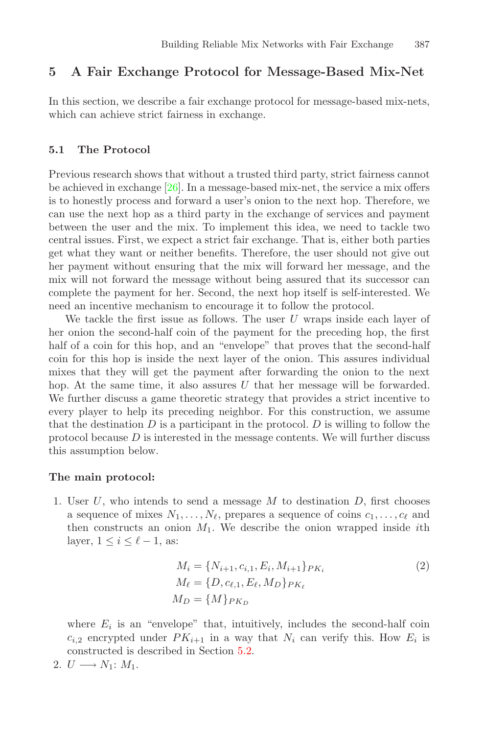## 5 A Fair Exchange Protocol for Message-Based Mix-Net

In this section, we describe a fair exchange protocol for message-based mix-nets, which can achieve strict fairness in exchange.

### 5.1 The Protocol

Previous research shows that without a trusted third party, strict fairness cannot be achieved in exchange [26]. In a message-based mix-net, the service a mix offers is to honestly process and forward a user's onion to the next hop. Therefore, we can use the next hop as a third party in the exchange of services and payment between the user and the mix. To implement this idea, we need to tackle two central issues. First, we expect a strict fair exchange. That is, either both parties get what they want or neither benefits. Therefore, the user should not give out her payment without ensuring that the mix will forward her message, and the mix will not forward the message without being assured that its successor can complete the payment for her. Second, the next hop itself is self-interested. We need an incentive mechanism to encourage it to follow the protocol.

We tackle the first issue as follows. The user $U$ wraps inside each layer of her onion the second-half coin of the payment for the preceding hop, the first half of a coin for this hop, and an "envelope" that proves that the second-half coin for this hop is inside the next layer of the onion. This assures individual mixes that they will get the payment after forwarding the onion to the next hop. At the same time, it also assures $U$ that her message will be forwarded. We further discuss a game theoretic strategy that provides a strict incentive to every player to help its preceding neighbor. For this construction, we assume that the destination $D$ is a participant in the protocol. $D$ is willing to follow the protocol because $D$ is interested in the message contents. We will further discuss this assumption below.

**The main protocol:**

1. User $U$, who intends to send a message $M$ to destination $D$, first chooses a sequence of mixes $N_1, \ldots, N_\ell$, prepares a sequence of coins $c_1, \ldots, c_\ell$ and then constructs an onion $M_1$. We describe the onion wrapped inside $i$th layer, $1 \leq i \leq \ell - 1$, as:

$$
\begin{aligned}
M_i &= \{N_{i+1}, c_{i,1}, E_i, M_{i+1}\}_{PK_i} \\
M_\ell &= \{D, c_{\ell,1}, E_\ell, M_D\}_{PK_\ell} \\
M_D &= \{M\}_{PK_D}
\end{aligned}
\tag{2}
$$

   where $E_i$ is an "envelope" that, intuitively, includes the second-half coin $c_{i,2}$ encrypted under $PK_{i+1}$ in a way that $N_i$ can verify this. How $E_i$ is constructed is described in Section 5.2.

2. $U \longrightarrow N_1$: $M_1$.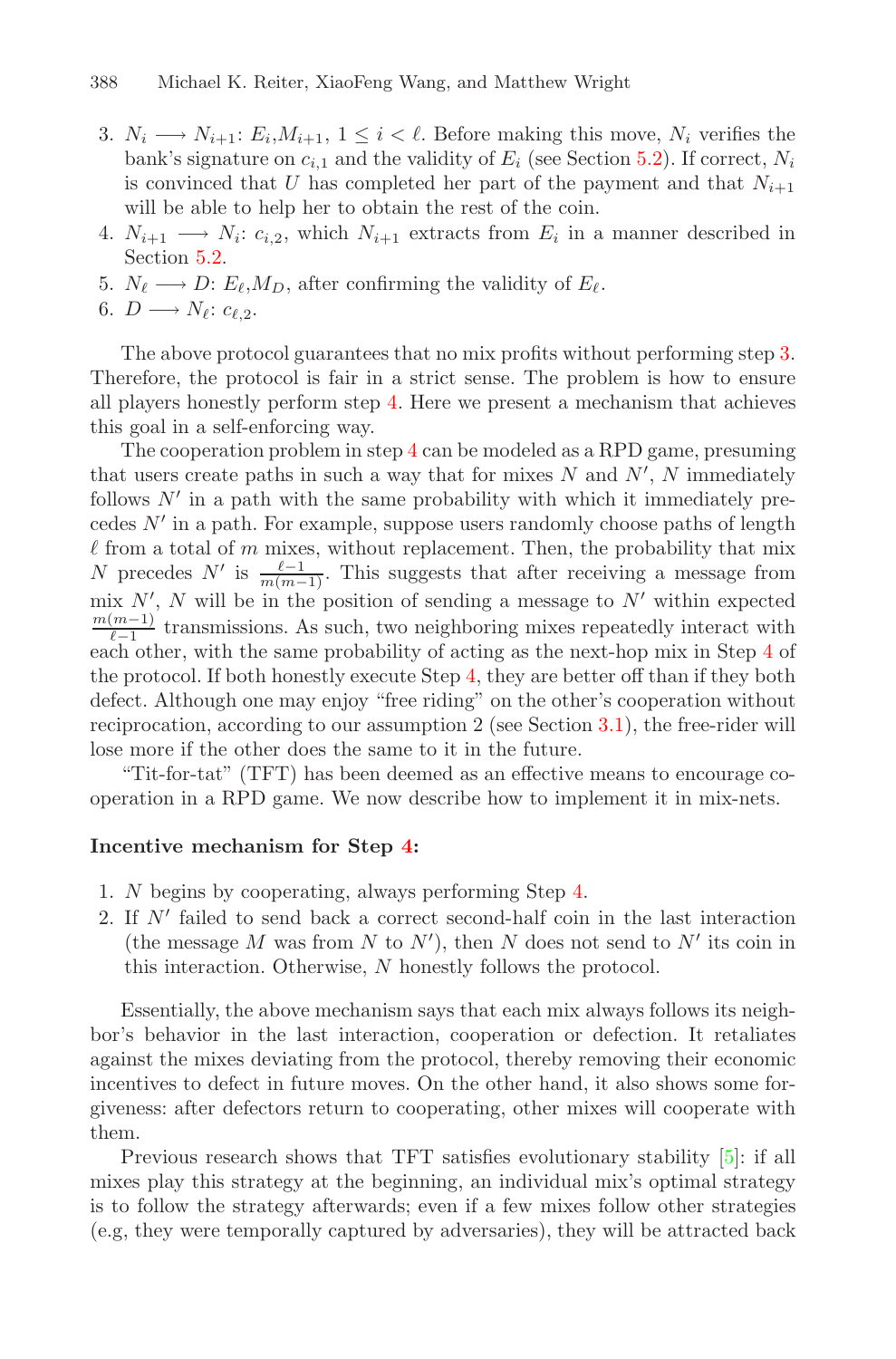3. $N_i \longrightarrow N_{i+1}$: $E_i$,$M_{i+1}$, $1 \leq i < \ell$. Before making this move, $N_i$ verifies the bank's signature on $c_{i,1}$ and the validity of $E_i$ (see Section 5.2). If correct, $N_i$ is convinced that $U$ has completed her part of the payment and that $N_{i+1}$ will be able to help her to obtain the rest of the coin.
4. $N_{i+1} \longrightarrow N_i$: $c_{i,2}$, which $N_{i+1}$ extracts from $E_i$ in a manner described in Section 5.2.
5. $N_\ell \longrightarrow D$: $E_\ell$,$M_D$, after confirming the validity of $E_\ell$.
6. $D \longrightarrow N_\ell$: $c_{\ell,2}$.

The above protocol guarantees that no mix profits without performing step 3. Therefore, the protocol is fair in a strict sense. The problem is how to ensure all players honestly perform step 4. Here we present a mechanism that achieves this goal in a self-enforcing way.

The cooperation problem in step 4 can be modeled as a RPD game, presuming that users create paths in such a way that for mixes $N$ and $N'$, $N$ immediately follows $N'$ in a path with the same probability with which it immediately precedes $N'$ in a path. For example, suppose users randomly choose paths of length $\ell$ from a total of $m$ mixes, without replacement. Then, the probability that mix $N$ precedes $N'$ is $\frac{\ell-1}{m(m-1)}$. This suggests that after receiving a message from mix $N'$, $N$ will be in the position of sending a message to $N'$ within expected $\frac{m(m-1)}{\ell-1}$ transmissions. As such, two neighboring mixes repeatedly interact with each other, with the same probability of acting as the next-hop mix in Step 4 of the protocol. If both honestly execute Step 4, they are better off than if they both defect. Although one may enjoy "free riding" on the other's cooperation without reciprocation, according to our assumption 2 (see Section 3.1), the free-rider will lose more if the other does the same to it in the future.

"Tit-for-tat" (TFT) has been deemed as an effective means to encourage cooperation in a RPD game. We now describe how to implement it in mix-nets.

**Incentive mechanism for Step 4:**

1. $N$ begins by cooperating, always performing Step 4.
2. If $N'$ failed to send back a correct second-half coin in the last interaction (the message $M$ was from $N$ to $N'$), then $N$ does not send to $N'$ its coin in this interaction. Otherwise, $N$ honestly follows the protocol.

Essentially, the above mechanism says that each mix always follows its neighbor's behavior in the last interaction, cooperation or defection. It retaliates against the mixes deviating from the protocol, thereby removing their economic incentives to defect in future moves. On the other hand, it also shows some forgiveness: after defectors return to cooperating, other mixes will cooperate with them.

Previous research shows that TFT satisfies evolutionary stability [5]: if all mixes play this strategy at the beginning, an individual mix's optimal strategy is to follow the strategy afterwards; even if a few mixes follow other strategies (e.g, they were temporally captured by adversaries), they will be attracted back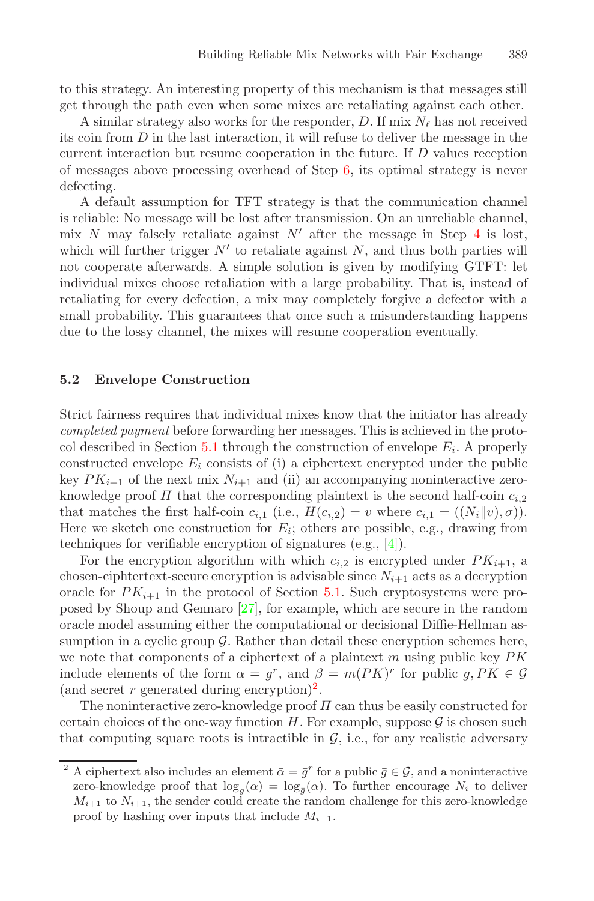to this strategy. An interesting property of this mechanism is that messages still get through the path even when some mixes are retaliating against each other.

A similar strategy also works for the responder, $D$. If mix $N_\ell$ has not received its coin from $D$ in the last interaction, it will refuse to deliver the message in the current interaction but resume cooperation in the future. If $D$ values reception of messages above processing overhead of Step 6, its optimal strategy is never defecting.

A default assumption for TFT strategy is that the communication channel is reliable: No message will be lost after transmission. On an unreliable channel, mix $N$ may falsely retaliate against $N'$ after the message in Step 4 is lost, which will further trigger $N'$ to retaliate against $N$, and thus both parties will not cooperate afterwards. A simple solution is given by modifying GTFT: let individual mixes choose retaliation with a large probability. That is, instead of retaliating for every defection, a mix may completely forgive a defector with a small probability. This guarantees that once such a misunderstanding happens due to the lossy channel, the mixes will resume cooperation eventually.

### 5.2 Envelope Construction

Strict fairness requires that individual mixes know that the initiator has already *completed payment* before forwarding her messages. This is achieved in the protocol described in Section 5.1 through the construction of envelope $E_i$. A properly constructed envelope $E_i$ consists of (i) a ciphertext encrypted under the public key $PK_{i+1}$ of the next mix $N_{i+1}$ and (ii) an accompanying noninteractive zero-knowledge proof $\Pi$ that the corresponding plaintext is the second half-coin $c_{i,2}$ that matches the first half-coin $c_{i,1}$ (i.e., $H(c_{i,2}) = v$ where $c_{i,1} = ((N_i \| v), \sigma)$). Here we sketch one construction for $E_i$; others are possible, e.g., drawing from techniques for verifiable encryption of signatures (e.g., [4]).

For the encryption algorithm with which $c_{i,2}$ is encrypted under $PK_{i+1}$, a chosen-ciphertext-secure encryption is advisable since $N_{i+1}$ acts as a decryption oracle for $PK_{i+1}$ in the protocol of Section 5.1. Such cryptosystems were proposed by Shoup and Gennaro [27], for example, which are secure in the random oracle model assuming either the computational or decisional Diffie-Hellman assumption in a cyclic group $\mathcal{G}$. Rather than detail these encryption schemes here, we note that components of a ciphertext of a plaintext $m$ using public key $PK$ include elements of the form $\alpha = g^r$, and $\beta = m(PK)^r$ for public $g, PK \in \mathcal{G}$ (and secret $r$ generated during encryption)[2].

The noninteractive zero-knowledge proof $\Pi$ can thus be easily constructed for certain choices of the one-way function $H$. For example, suppose $\mathcal{G}$ is chosen such that computing square roots is intractible in $\mathcal{G}$, i.e., for any realistic adversary

[2] A ciphertext also includes an element $\bar{\alpha} = \bar{g}^r$ for a public $\bar{g} \in \mathcal{G}$, and a noninteractive zero-knowledge proof that $\log_g(\alpha) = \log_{\bar{g}}(\bar{\alpha})$. To further encourage $N_i$ to deliver $M_{i+1}$ to $N_{i+1}$, the sender could create the random challenge for this zero-knowledge proof by hashing over inputs that include $M_{i+1}$.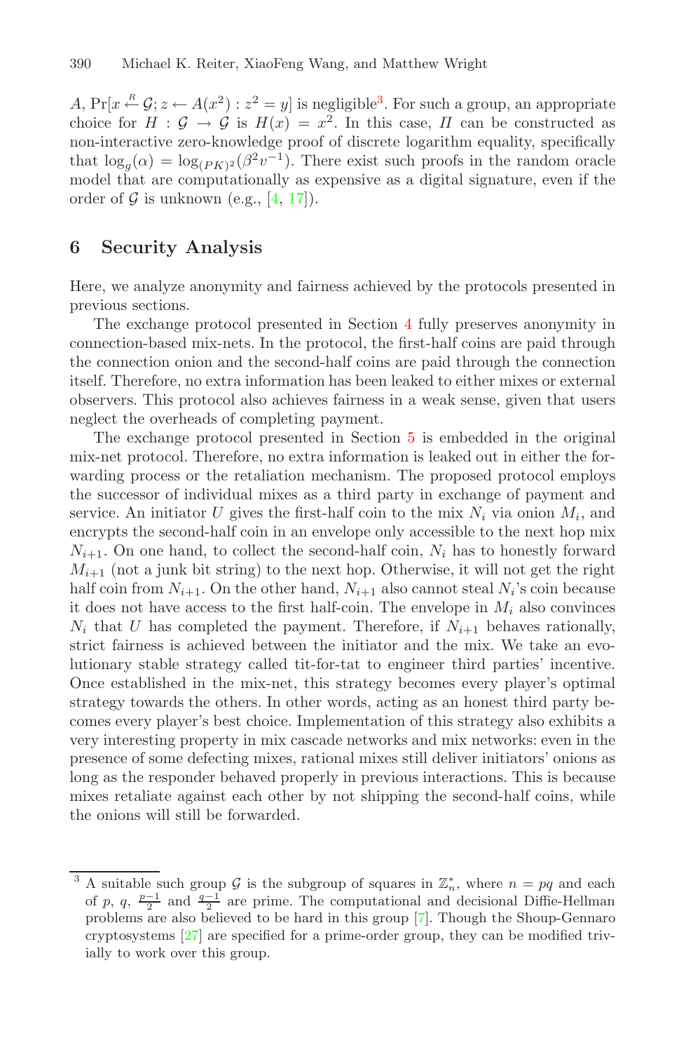$A$, $\Pr[x \stackrel{R}{\leftarrow} \mathcal{G}; z \leftarrow A(x^2) : z^2 = y]$ is negligible[3]. For such a group, an appropriate choice for $H : \mathcal{G} \rightarrow \mathcal{G}$ is $H(x) = x^2$. In this case, $\Pi$ can be constructed as non-interactive zero-knowledge proof of discrete logarithm equality, specifically that $\log_g(\alpha) = \log_{(PK)^2}(\beta^2 v^{-1})$. There exist such proofs in the random oracle model that are computationally as expensive as a digital signature, even if the order of $\mathcal{G}$ is unknown (e.g., [4, 17]).

## 6 Security Analysis

Here, we analyze anonymity and fairness achieved by the protocols presented in previous sections.

The exchange protocol presented in Section 4 fully preserves anonymity in connection-based mix-nets. In the protocol, the first-half coins are paid through the connection onion and the second-half coins are paid through the connection itself. Therefore, no extra information has been leaked to either mixes or external observers. This protocol also achieves fairness in a weak sense, given that users neglect the overheads of completing payment.

The exchange protocol presented in Section 5 is embedded in the original mix-net protocol. Therefore, no extra information is leaked out in either the forwarding process or the retaliation mechanism. The proposed protocol employs the successor of individual mixes as a third party in exchange of payment and service. An initiator $U$ gives the first-half coin to the mix $N_i$ via onion $M_i$, and encrypts the second-half coin in an envelope only accessible to the next hop mix $N_{i+1}$. On one hand, to collect the second-half coin, $N_i$ has to honestly forward $M_{i+1}$ (not a junk bit string) to the next hop. Otherwise, it will not get the right half coin from $N_{i+1}$. On the other hand, $N_{i+1}$ also cannot steal $N_i$'s coin because it does not have access to the first half-coin. The envelope in $M_i$ also convinces $N_i$ that $U$ has completed the payment. Therefore, if $N_{i+1}$ behaves rationally, strict fairness is achieved between the initiator and the mix. We take an evolutionary stable strategy called tit-for-tat to engineer third parties' incentive. Once established in the mix-net, this strategy becomes every player's optimal strategy towards the others. In other words, acting as an honest third party becomes every player's best choice. Implementation of this strategy also exhibits a very interesting property in mix cascade networks and mix networks: even in the presence of some defecting mixes, rational mixes still deliver initiators' onions as long as the responder behaved properly in previous interactions. This is because mixes retaliate against each other by not shipping the second-half coins, while the onions will still be forwarded.

---

[3] A suitable such group $\mathcal{G}$ is the subgroup of squares in $\mathbb{Z}_n^*$, where $n = pq$ and each of $p$, $q$, $\frac{p-1}{2}$ and $\frac{q-1}{2}$ are prime. The computational and decisional Diffie-Hellman problems are also believed to be hard in this group [7]. Though the Shoup-Gennaro cryptosystems [27] are specified for a prime-order group, they can be modified trivially to work over this group.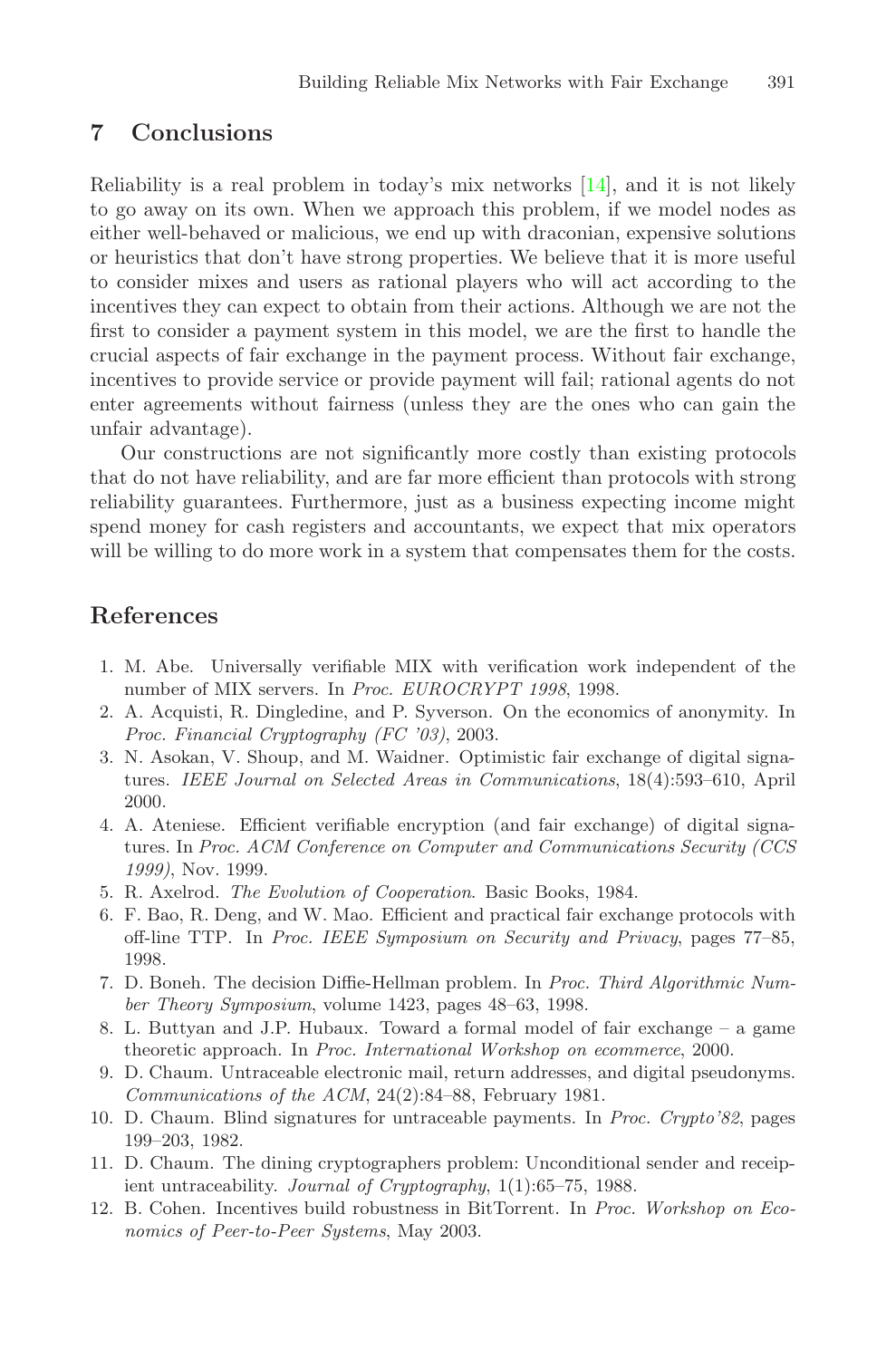## 7 Conclusions

Reliability is a real problem in today's mix networks [14], and it is not likely to go away on its own. When we approach this problem, if we model nodes as either well-behaved or malicious, we end up with draconian, expensive solutions or heuristics that don't have strong properties. We believe that it is more useful to consider mixes and users as rational players who will act according to the incentives they can expect to obtain from their actions. Although we are not the first to consider a payment system in this model, we are the first to handle the crucial aspects of fair exchange in the payment process. Without fair exchange, incentives to provide service or provide payment will fail; rational agents do not enter agreements without fairness (unless they are the ones who can gain the unfair advantage).

Our constructions are not significantly more costly than existing protocols that do not have reliability, and are far more efficient than protocols with strong reliability guarantees. Furthermore, just as a business expecting income might spend money for cash registers and accountants, we expect that mix operators will be willing to do more work in a system that compensates them for the costs.

## References

1. M. Abe. Universally verifiable MIX with verification work independent of the number of MIX servers. In *Proc. EUROCRYPT 1998*, 1998.
2. A. Acquisti, R. Dingledine, and P. Syverson. On the economics of anonymity. In *Proc. Financial Cryptography (FC '03)*, 2003.
3. N. Asokan, V. Shoup, and M. Waidner. Optimistic fair exchange of digital signatures. *IEEE Journal on Selected Areas in Communications*, 18(4):593–610, April 2000.
4. A. Ateniese. Efficient verifiable encryption (and fair exchange) of digital signatures. In *Proc. ACM Conference on Computer and Communications Security (CCS 1999)*, Nov. 1999.
5. R. Axelrod. *The Evolution of Cooperation*. Basic Books, 1984.
6. F. Bao, R. Deng, and W. Mao. Efficient and practical fair exchange protocols with off-line TTP. In *Proc. IEEE Symposium on Security and Privacy*, pages 77–85, 1998.
7. D. Boneh. The decision Diffie-Hellman problem. In *Proc. Third Algorithmic Number Theory Symposium*, volume 1423, pages 48–63, 1998.
8. L. Buttyan and J.P. Hubaux. Toward a formal model of fair exchange – a game theoretic approach. In *Proc. International Workshop on ecommerce*, 2000.
9. D. Chaum. Untraceable electronic mail, return addresses, and digital pseudonyms. *Communications of the ACM*, 24(2):84–88, February 1981.
10. D. Chaum. Blind signatures for untraceable payments. In *Proc. Crypto'82*, pages 199–203, 1982.
11. D. Chaum. The dining cryptographers problem: Unconditional sender and receipient untraceability. *Journal of Cryptography*, 1(1):65–75, 1988.
12. B. Cohen. Incentives build robustness in BitTorrent. In *Proc. Workshop on Economics of Peer-to-Peer Systems*, May 2003.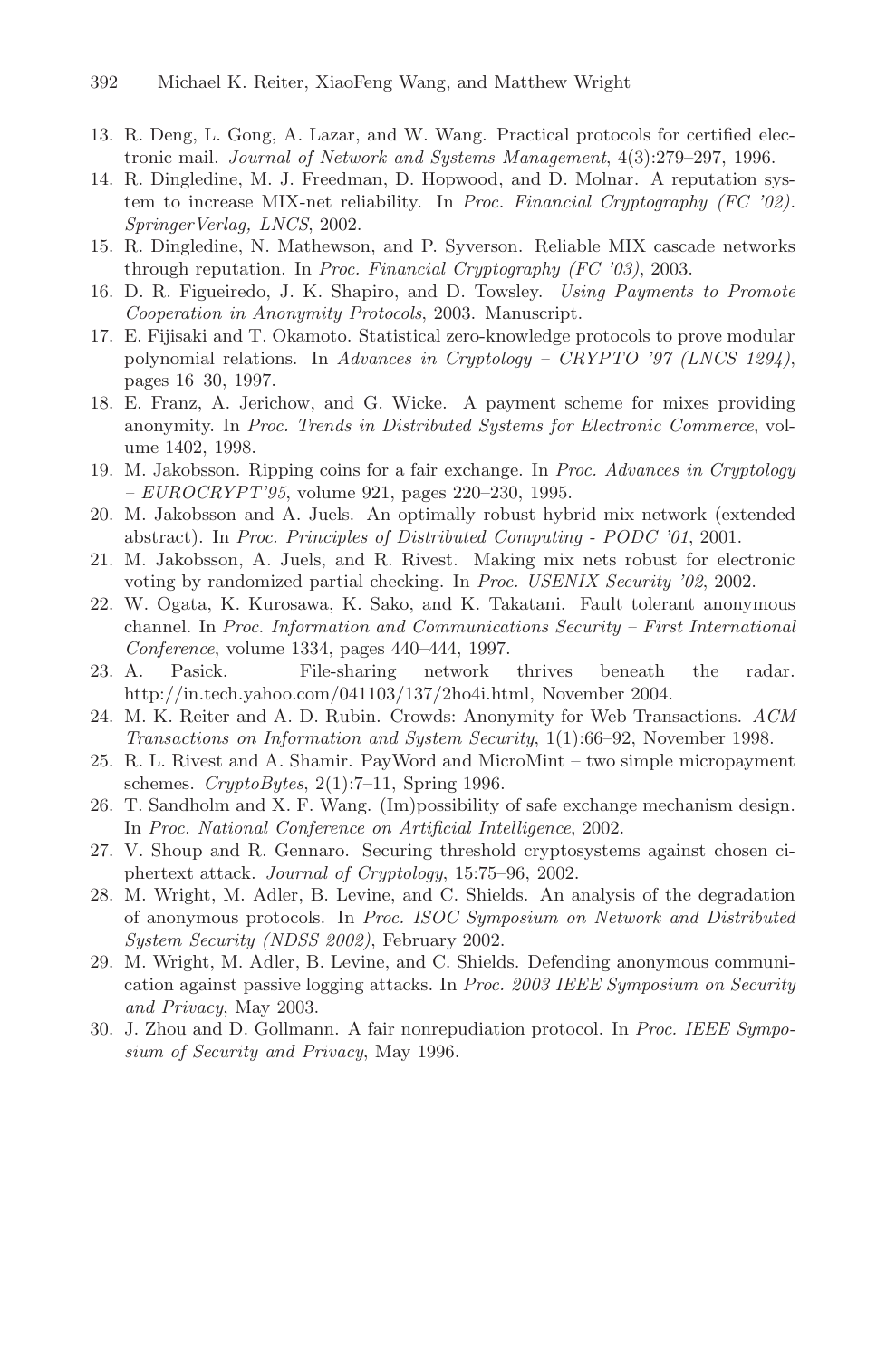13. R. Deng, L. Gong, A. Lazar, and W. Wang. Practical protocols for certified electronic mail. *Journal of Network and Systems Management*, 4(3):279–297, 1996.
14. R. Dingledine, M. J. Freedman, D. Hopwood, and D. Molnar. A reputation system to increase MIX-net reliability. In *Proc. Financial Cryptography (FC '02). SpringerVerlag, LNCS*, 2002.
15. R. Dingledine, N. Mathewson, and P. Syverson. Reliable MIX cascade networks through reputation. In *Proc. Financial Cryptography (FC '03)*, 2003.
16. D. R. Figueiredo, J. K. Shapiro, and D. Towsley. *Using Payments to Promote Cooperation in Anonymity Protocols*, 2003. Manuscript.
17. E. Fijisaki and T. Okamoto. Statistical zero-knowledge protocols to prove modular polynomial relations. In *Advances in Cryptology – CRYPTO '97 (LNCS 1294)*, pages 16–30, 1997.
18. E. Franz, A. Jerichow, and G. Wicke. A payment scheme for mixes providing anonymity. In *Proc. Trends in Distributed Systems for Electronic Commerce*, volume 1402, 1998.
19. M. Jakobsson. Ripping coins for a fair exchange. In *Proc. Advances in Cryptology – EUROCRYPT'95*, volume 921, pages 220–230, 1995.
20. M. Jakobsson and A. Juels. An optimally robust hybrid mix network (extended abstract). In *Proc. Principles of Distributed Computing - PODC '01*, 2001.
21. M. Jakobsson, A. Juels, and R. Rivest. Making mix nets robust for electronic voting by randomized partial checking. In *Proc. USENIX Security '02*, 2002.
22. W. Ogata, K. Kurosawa, K. Sako, and K. Takatani. Fault tolerant anonymous channel. In *Proc. Information and Communications Security – First International Conference*, volume 1334, pages 440–444, 1997.
23. A. Pasick. File-sharing network thrives beneath the radar. http://in.tech.yahoo.com/041103/137/2ho4i.html, November 2004.
24. M. K. Reiter and A. D. Rubin. Crowds: Anonymity for Web Transactions. *ACM Transactions on Information and System Security*, 1(1):66–92, November 1998.
25. R. L. Rivest and A. Shamir. PayWord and MicroMint – two simple micropayment schemes. *CryptoBytes*, 2(1):7–11, Spring 1996.
26. T. Sandholm and X. F. Wang. (Im)possibility of safe exchange mechanism design. In *Proc. National Conference on Artificial Intelligence*, 2002.
27. V. Shoup and R. Gennaro. Securing threshold cryptosystems against chosen ciphertext attack. *Journal of Cryptology*, 15:75–96, 2002.
28. M. Wright, M. Adler, B. Levine, and C. Shields. An analysis of the degradation of anonymous protocols. In *Proc. ISOC Symposium on Network and Distributed System Security (NDSS 2002)*, February 2002.
29. M. Wright, M. Adler, B. Levine, and C. Shields. Defending anonymous communication against passive logging attacks. In *Proc. 2003 IEEE Symposium on Security and Privacy*, May 2003.
30. J. Zhou and D. Gollmann. A fair nonrepudiation protocol. In *Proc. IEEE Symposium of Security and Privacy*, May 1996.